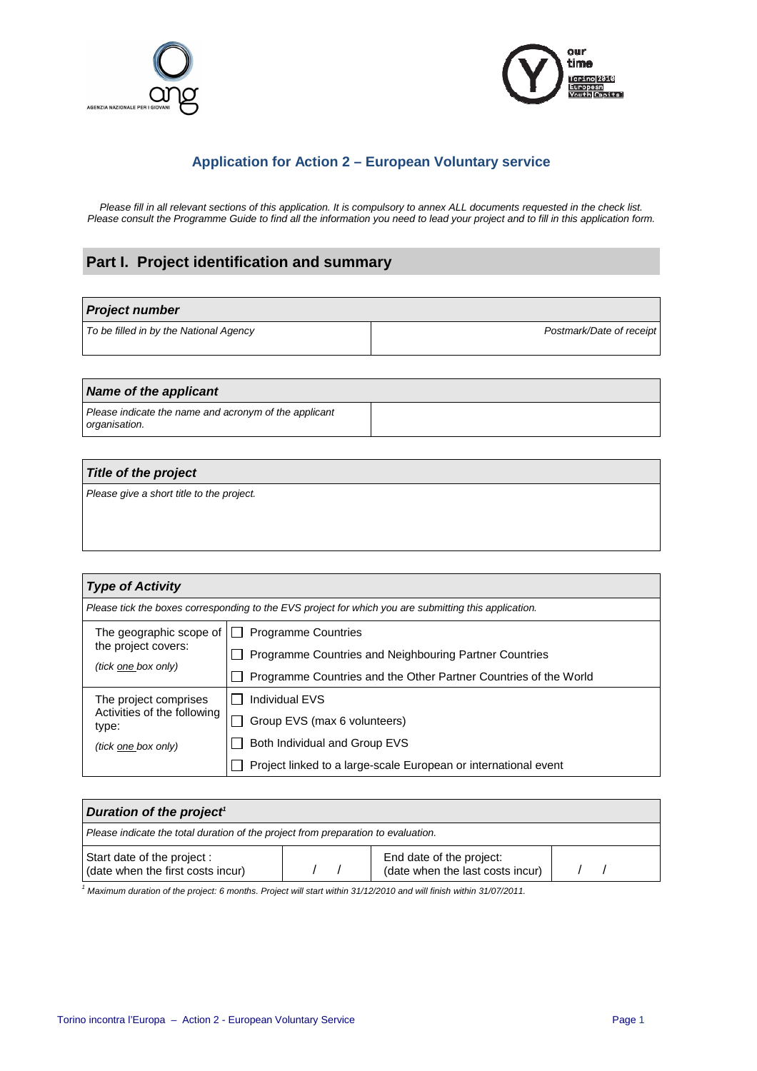## Application for Action 2 – European Voluntary service

*Please fill in all relevant sections of this application. It is compulsory to annex ALL documents requested in the check list. Please consult the Programme Guide to find all the information you need to lead your project and to fill in this application form.*

# Part I. Project identification and summary

| ***Project number*** | |
|---|---|
| *To be filled in by the National Agency* | *Postmark/Date of receipt* |

| ***Name of the applicant*** | |
|---|---|
| *Please indicate the name and acronym of the applicant organisation.* | |

| ***Title of the project*** |
|---|
| *Please give a short title to the project.* |

| ***Type of Activity*** | |
|---|---|
| *Please tick the boxes corresponding to the EVS project for which you are submitting this application.* | |
| The geographic scope of the project covers: *(tick one box only)* | ☐ Programme Countries<br>☐ Programme Countries and Neighbouring Partner Countries<br>☐ Programme Countries and the Other Partner Countries of the World |
| The project comprises Activities of the following type: *(tick one box only)* | ☐ Individual EVS<br>☐ Group EVS (max 6 volunteers)<br>☐ Both Individual and Group EVS<br>☐ Project linked to a large-scale European or international event |

| ***Duration of the project***[1] | | | |
|---|---|---|---|
| *Please indicate the total duration of the project from preparation to evaluation.* | | | |
| Start date of the project : (date when the first costs incur) | / / | End date of the project: (date when the last costs incur) | / / |

[1] *Maximum duration of the project: 6 months. Project will start within 31/12/2010 and will finish within 31/07/2011.*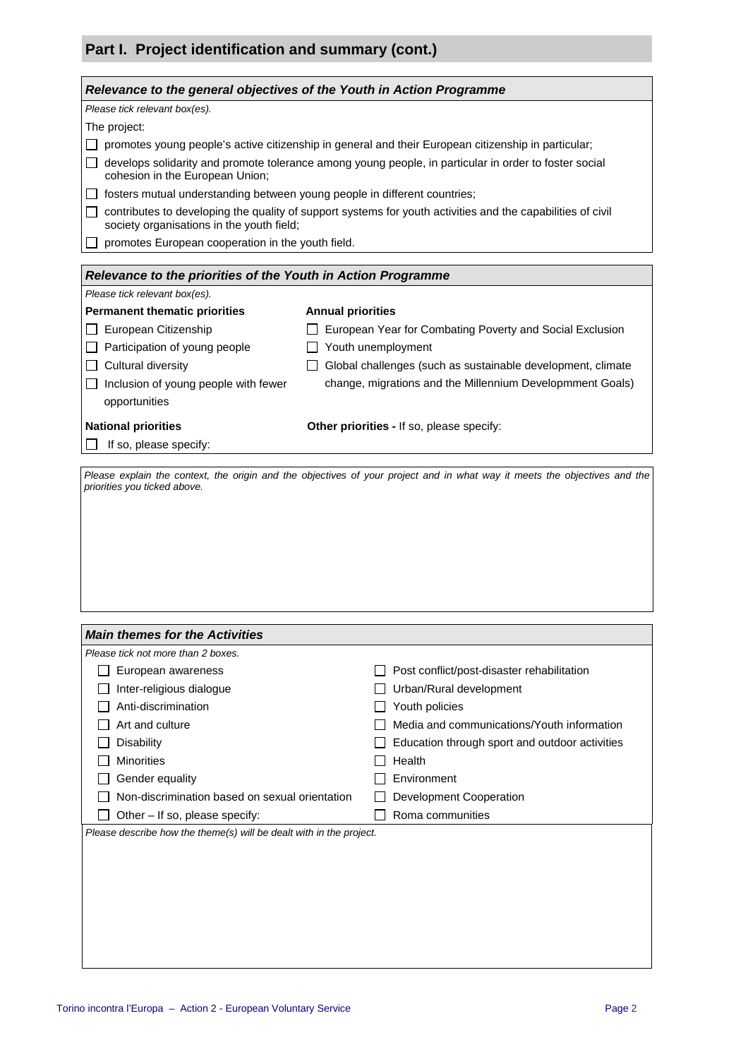## Part I. Project identification and summary (cont.)

### *Relevance to the general objectives of the Youth in Action Programme*

*Please tick relevant box(es).*

The project:

- ☐ promotes young people's active citizenship in general and their European citizenship in particular;
- ☐ develops solidarity and promote tolerance among young people, in particular in order to foster social cohesion in the European Union;
- ☐ fosters mutual understanding between young people in different countries;
- ☐ contributes to developing the quality of support systems for youth activities and the capabilities of civil society organisations in the youth field;
- ☐ promotes European cooperation in the youth field.

### *Relevance to the priorities of the Youth in Action Programme*

*Please tick relevant box(es).*

**Permanent thematic priorities**

- ☐ European Citizenship
- ☐ Participation of young people
- ☐ Cultural diversity
- ☐ Inclusion of young people with fewer opportunities

**Annual priorities**

- ☐ European Year for Combating Poverty and Social Exclusion
- ☐ Youth unemployment
- ☐ Global challenges (such as sustainable development, climate change, migrations and the Millennium Developmment Goals)

**National priorities**

- ☐ If so, please specify:

**Other priorities -** If so, please specify:

*Please explain the context, the origin and the objectives of your project and in what way it meets the objectives and the priorities you ticked above.*

### *Main themes for the Activities*

*Please tick not more than 2 boxes.*

- ☐ European awareness
- ☐ Inter-religious dialogue
- ☐ Anti-discrimination
- ☐ Art and culture
- ☐ Disability
- ☐ Minorities
- ☐ Gender equality
- ☐ Non-discrimination based on sexual orientation
- ☐ Other – If so, please specify:
- ☐ Post conflict/post-disaster rehabilitation
- ☐ Urban/Rural development
- ☐ Youth policies
- ☐ Media and communications/Youth information
- ☐ Education through sport and outdoor activities
- ☐ Health
- ☐ Environment
- ☐ Development Cooperation
- ☐ Roma communities

*Please describe how the theme(s) will be dealt with in the project.*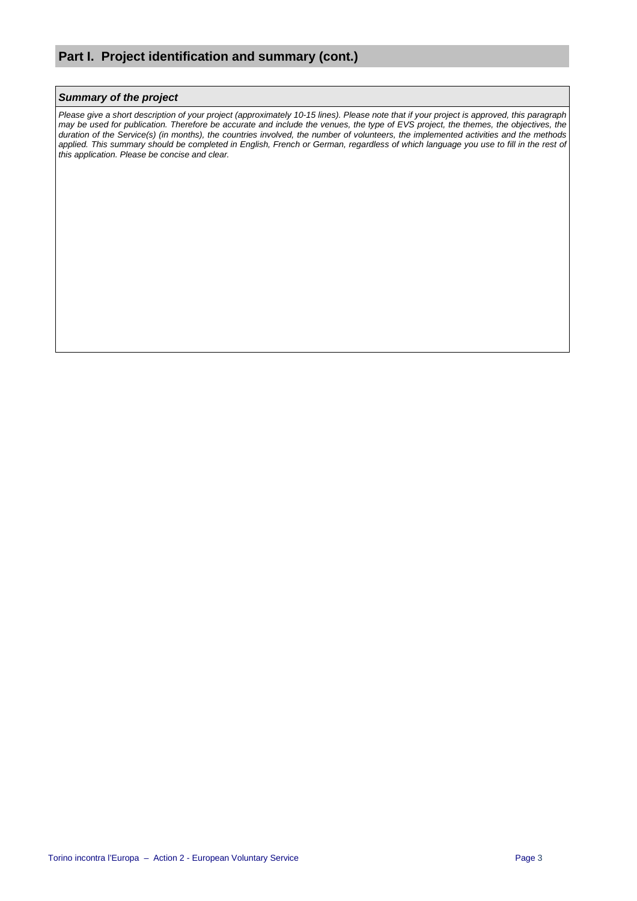## Part I. Project identification and summary (cont.)

### *Summary of the project*

*Please give a short description of your project (approximately 10-15 lines). Please note that if your project is approved, this paragraph may be used for publication. Therefore be accurate and include the venues, the type of EVS project, the themes, the objectives, the duration of the Service(s) (in months), the countries involved, the number of volunteers, the implemented activities and the methods applied. This summary should be completed in English, French or German, regardless of which language you use to fill in the rest of this application. Please be concise and clear.*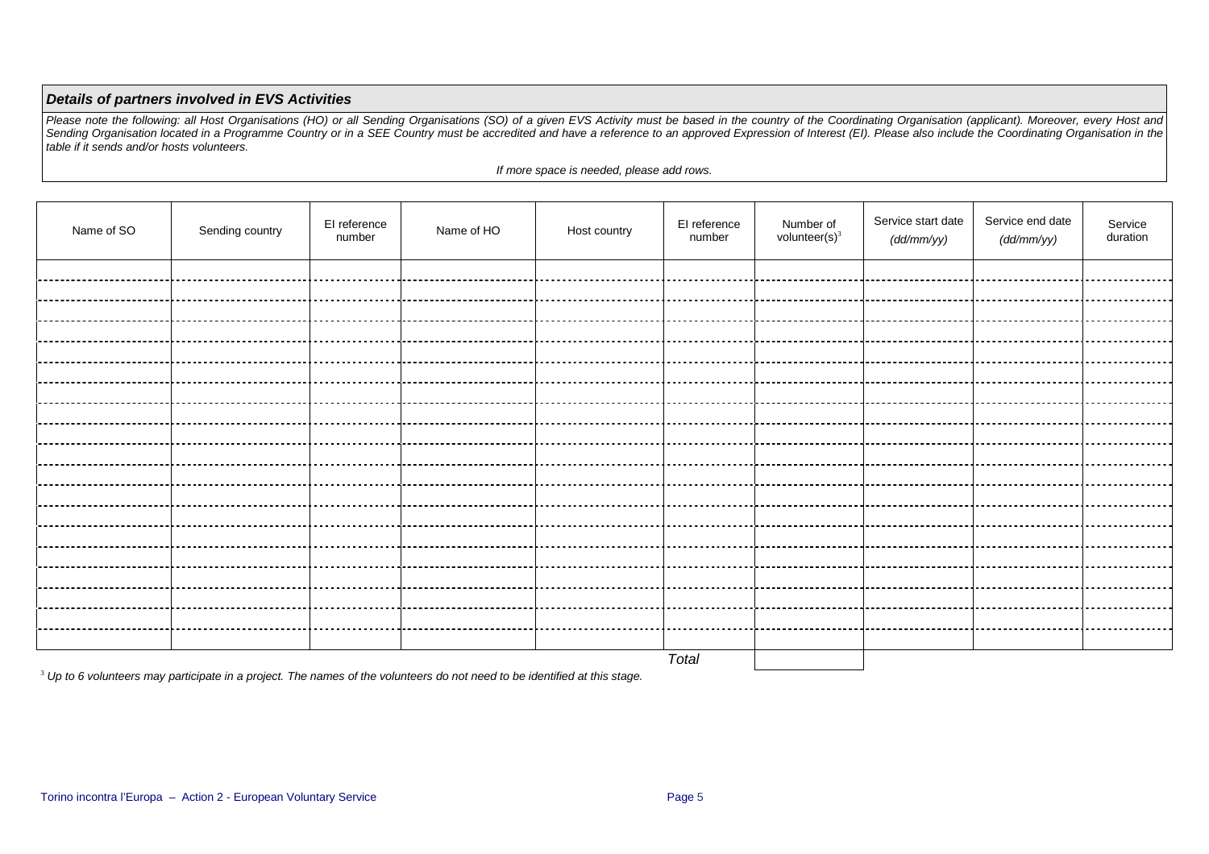### *Details of partners involved in EVS Activities*

*Please note the following: all Host Organisations (HO) or all Sending Organisations (SO) of a given EVS Activity must be based in the country of the Coordinating Organisation (applicant). Moreover, every Host and Sending Organisation located in a Programme Country or in a SEE Country must be accredited and have a reference to an approved Expression of Interest (EI). Please also include the Coordinating Organisation in the table if it sends and/or hosts volunteers.*

*If more space is needed, please add rows.*

| Name of SO | Sending country | EI reference number | Name of HO | Host country | EI reference number | Number of volunteer(s)[3] | Service start date *(dd/mm/yy)* | Service end date *(dd/mm/yy)* | Service duration |
|---|---|---|---|---|---|---|---|---|---|
| | | | | | | | | | |
| | | | | | | | | | |
| | | | | | | | | | |
| | | | | | | | | | |
| | | | | | | | | | |
| | | | | | | | | | |
| | | | | | | | | | |
| | | | | | | | | | |
| | | | | | | | | | |
| | | | | | | | | | |
| | | | | | | | | | |
| | | | | | | | | | |
| | | | | | | | | | |
| | | | | | | | | | |
| | | | | | | | | | |
| | | | | | | | | | |
| | | | | | | | | | |
| | | | | | | | | | |
| | | | | | | | | | |
| | | | | | *Total* | | | | |

[3] *Up to 6 volunteers may participate in a project. The names of the volunteers do not need to be identified at this stage.*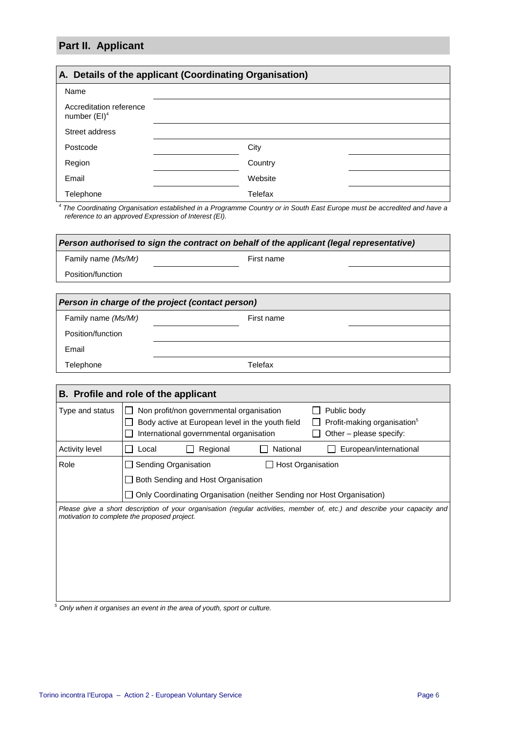## Part II. Applicant

| A. Details of the applicant (Coordinating Organisation) | | | |
|---|---|---|---|
| Name | | | |
| Accreditation reference number (EI)[4] | | | |
| Street address | | | |
| Postcode | | City | |
| Region | | Country | |
| Email | | Website | |
| Telephone | | Telefax | |

*[4] The Coordinating Organisation established in a Programme Country or in South East Europe must be accredited and have a reference to an approved Expression of Interest (EI).*

| *Person authorised to sign the contract on behalf of the applicant (legal representative)* | | | |
|---|---|---|---|
| Family name *(Ms/Mr)* | | First name | |
| Position/function | | | |

| *Person in charge of the project (contact person)* | | | |
|---|---|---|---|
| Family name *(Ms/Mr)* | | First name | |
| Position/function | | | |
| Email | | | |
| Telephone | | Telefax | |

| B. Profile and role of the applicant | |
|---|---|
| Type and status | ☐ Non profit/non governmental organisation ☐ Body active at European level in the youth field ☐ International governmental organisation ☐ Public body ☐ Profit-making organisation[5] ☐ Other – please specify: |
| Activity level | ☐ Local ☐ Regional ☐ National ☐ European/international |
| Role | ☐ Sending Organisation ☐ Host Organisation ☐ Both Sending and Host Organisation ☐ Only Coordinating Organisation (neither Sending nor Host Organisation) |

*Please give a short description of your organisation (regular activities, member of, etc.) and describe your capacity and motivation to complete the proposed project.*

*[5] Only when it organises an event in the area of youth, sport or culture.*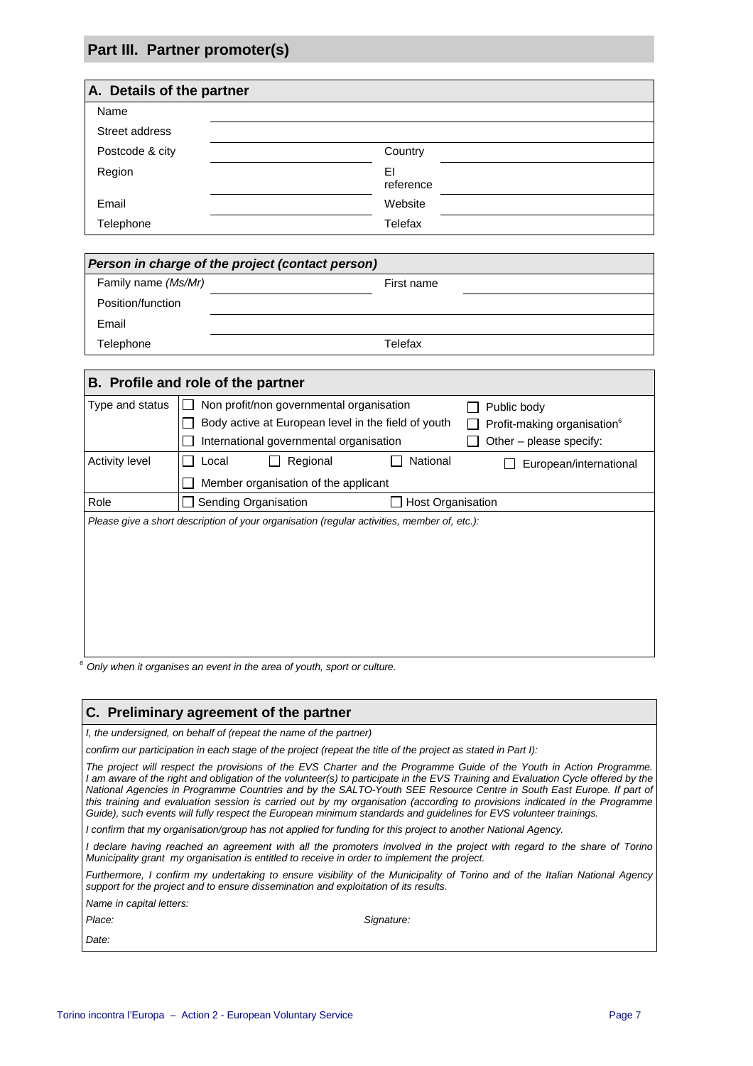## Part III. Partner promoter(s)

| A. Details of the partner | | | |
|---|---|---|---|
| Name | | | |
| Street address | | | |
| Postcode & city | | Country | |
| Region | | EI reference | |
| Email | | Website | |
| Telephone | | Telefax | |

| ***Person in charge of the project (contact person)*** | | | |
|---|---|---|---|
| Family name *(Ms/Mr)* | | First name | |
| Position/function | | | |
| Email | | | |
| Telephone | | Telefax | |

| B. Profile and role of the partner | | | |
|---|---|---|---|
| Type and status | ☐ Non profit/non governmental organisation<br>☐ Body active at European level in the field of youth<br>☐ International governmental organisation | | ☐ Public body<br>☐ Profit-making organisation[6]<br>☐ Other – please specify: |
| Activity level | ☐ Local ☐ Regional<br>☐ Member organisation of the applicant | ☐ National | ☐ European/international |
| Role | ☐ Sending Organisation | ☐ Host Organisation | |

*Please give a short description of your organisation (regular activities, member of, etc.):*

[6] *Only when it organises an event in the area of youth, sport or culture.*

### C. Preliminary agreement of the partner

*I, the undersigned, on behalf of (repeat the name of the partner)*

*confirm our participation in each stage of the project (repeat the title of the project as stated in Part I):*

*The project will respect the provisions of the EVS Charter and the Programme Guide of the Youth in Action Programme. I am aware of the right and obligation of the volunteer(s) to participate in the EVS Training and Evaluation Cycle offered by the National Agencies in Programme Countries and by the SALTO-Youth SEE Resource Centre in South East Europe. If part of this training and evaluation session is carried out by my organisation (according to provisions indicated in the Programme Guide), such events will fully respect the European minimum standards and guidelines for EVS volunteer trainings.*

*I confirm that my organisation/group has not applied for funding for this project to another National Agency.*

*I declare having reached an agreement with all the promoters involved in the project with regard to the share of Torino Municipality grant my organisation is entitled to receive in order to implement the project.*

*Furthermore, I confirm my undertaking to ensure visibility of the Municipality of Torino and of the Italian National Agency support for the project and to ensure dissemination and exploitation of its results.*

*Name in capital letters:*

*Place:* *Signature:*

*Date:*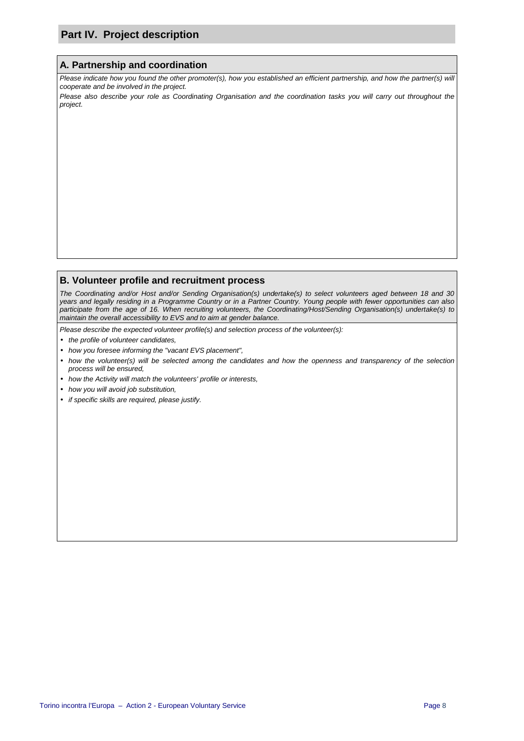## Part IV. Project description

### A. Partnership and coordination

*Please indicate how you found the other promoter(s), how you established an efficient partnership, and how the partner(s) will cooperate and be involved in the project.*

*Please also describe your role as Coordinating Organisation and the coordination tasks you will carry out throughout the project.*

### B. Volunteer profile and recruitment process

*The Coordinating and/or Host and/or Sending Organisation(s) undertake(s) to select volunteers aged between 18 and 30 years and legally residing in a Programme Country or in a Partner Country. Young people with fewer opportunities can also participate from the age of 16. When recruiting volunteers, the Coordinating/Host/Sending Organisation(s) undertake(s) to maintain the overall accessibility to EVS and to aim at gender balance.*

*Please describe the expected volunteer profile(s) and selection process of the volunteer(s):*

- *the profile of volunteer candidates,*
- *how you foresee informing the "vacant EVS placement",*
- *how the volunteer(s) will be selected among the candidates and how the openness and transparency of the selection process will be ensured,*
- *how the Activity will match the volunteers' profile or interests,*
- *how you will avoid job substitution,*
- *if specific skills are required, please justify.*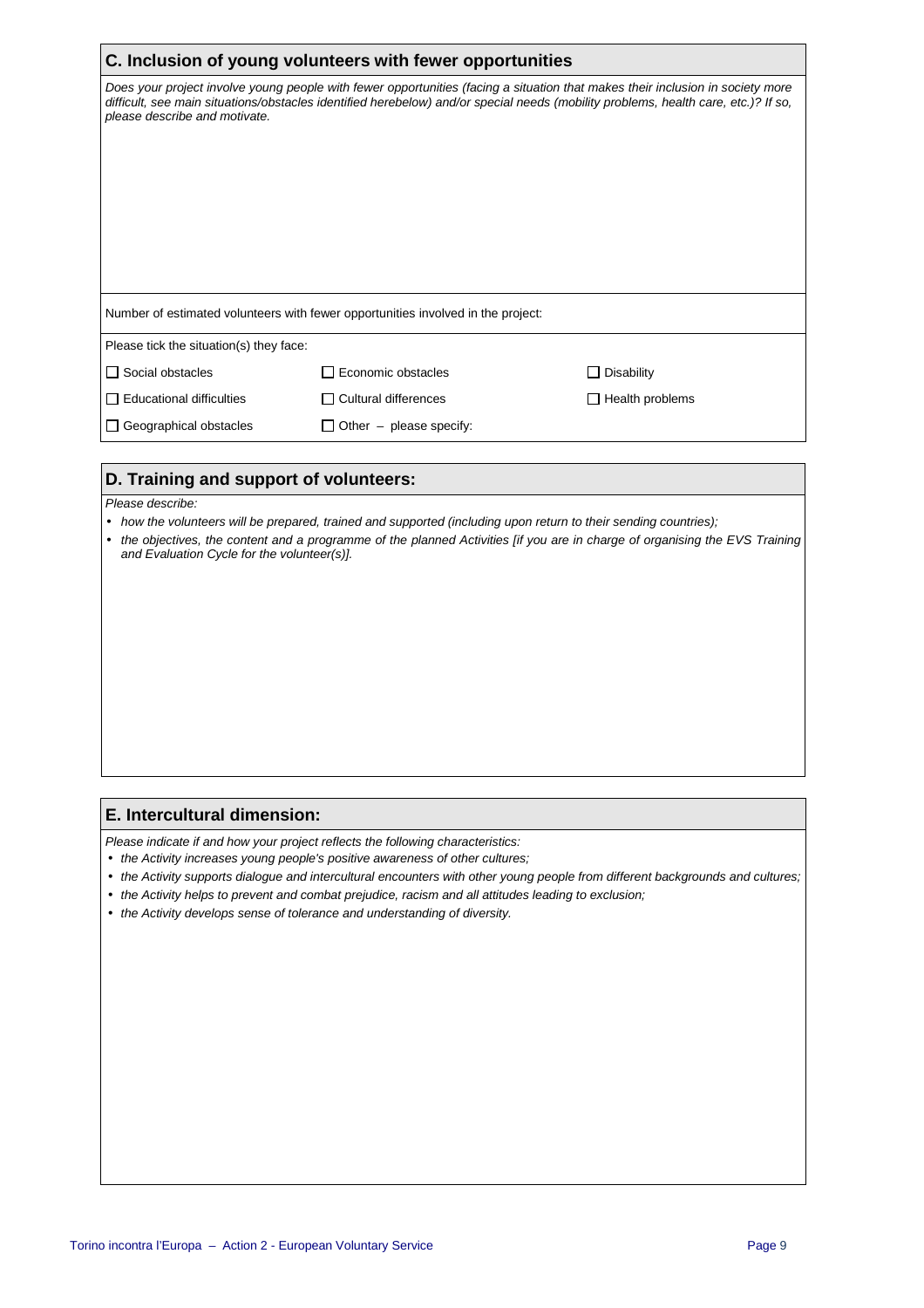## C. Inclusion of young volunteers with fewer opportunities

*Does your project involve young people with fewer opportunities (facing a situation that makes their inclusion in society more difficult, see main situations/obstacles identified herebelow) and/or special needs (mobility problems, health care, etc.)? If so, please describe and motivate.*

Number of estimated volunteers with fewer opportunities involved in the project:

Please tick the situation(s) they face:

| | | |
|---|---|---|
| ☐ Social obstacles | ☐ Economic obstacles | ☐ Disability |
| ☐ Educational difficulties | ☐ Cultural differences | ☐ Health problems |
| ☐ Geographical obstacles | ☐ Other – please specify: | |

## D. Training and support of volunteers:

*Please describe:*

- *how the volunteers will be prepared, trained and supported (including upon return to their sending countries);*
- *the objectives, the content and a programme of the planned Activities [if you are in charge of organising the EVS Training and Evaluation Cycle for the volunteer(s)].*

## E. Intercultural dimension:

*Please indicate if and how your project reflects the following characteristics:*

- *the Activity increases young people's positive awareness of other cultures;*
- *the Activity supports dialogue and intercultural encounters with other young people from different backgrounds and cultures;*
- *the Activity helps to prevent and combat prejudice, racism and all attitudes leading to exclusion;*
- *the Activity develops sense of tolerance and understanding of diversity.*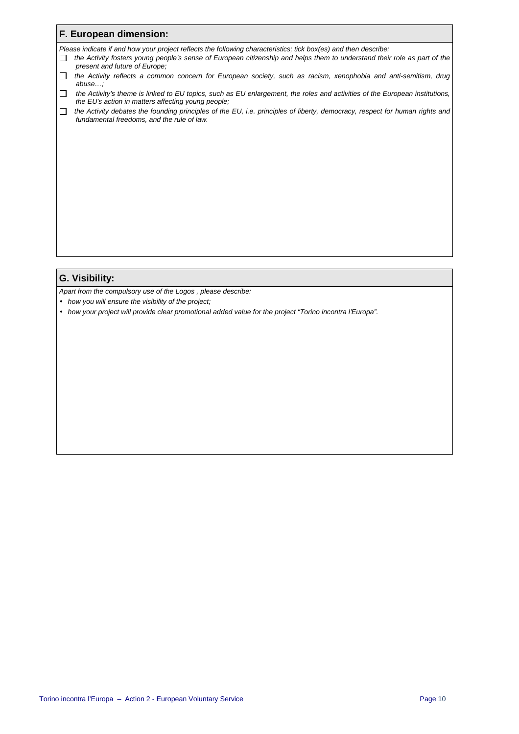## F. European dimension:

*Please indicate if and how your project reflects the following characteristics; tick box(es) and then describe:*

- ☐ *the Activity fosters young people's sense of European citizenship and helps them to understand their role as part of the present and future of Europe;*
- ☐ *the Activity reflects a common concern for European society, such as racism, xenophobia and anti-semitism, drug abuse…;*
- ☐ *the Activity's theme is linked to EU topics, such as EU enlargement, the roles and activities of the European institutions, the EU's action in matters affecting young people;*
- ☐ *the Activity debates the founding principles of the EU, i.e. principles of liberty, democracy, respect for human rights and fundamental freedoms, and the rule of law.*

## G. Visibility:

*Apart from the compulsory use of the Logos , please describe:*

- *how you will ensure the visibility of the project;*
- *how your project will provide clear promotional added value for the project "Torino incontra l'Europa".*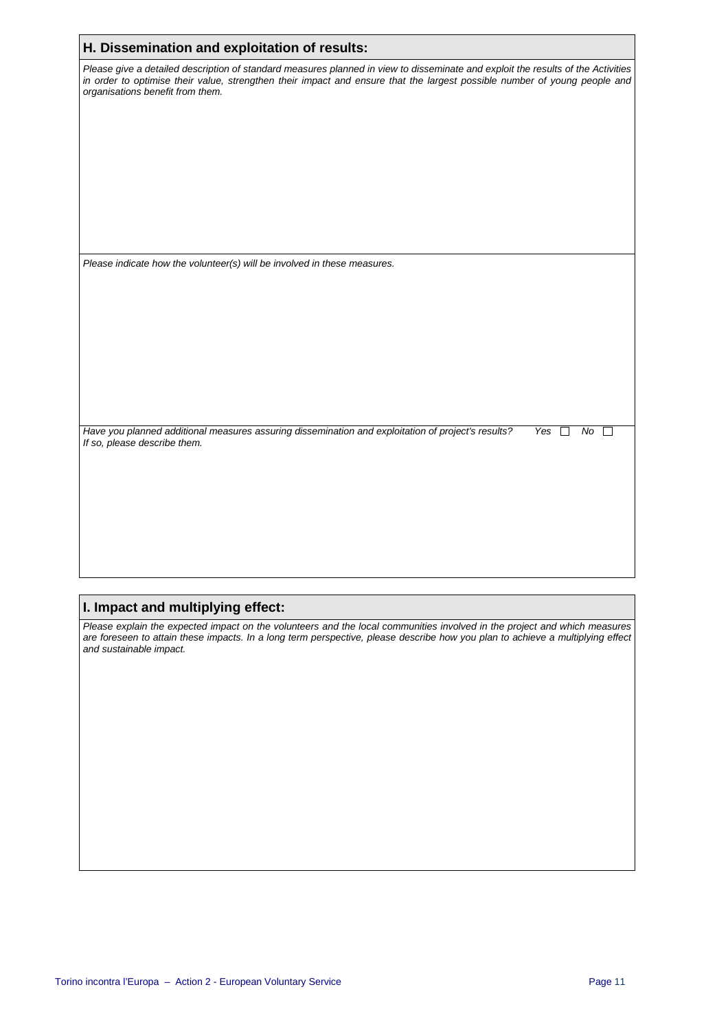## H. Dissemination and exploitation of results:

*Please give a detailed description of standard measures planned in view to disseminate and exploit the results of the Activities in order to optimise their value, strengthen their impact and ensure that the largest possible number of young people and organisations benefit from them.*

*Please indicate how the volunteer(s) will be involved in these measures.*

*Have you planned additional measures assuring dissemination and exploitation of project's results?* *Yes* ☐ *No* ☐
*If so, please describe them.*

## I. Impact and multiplying effect:

*Please explain the expected impact on the volunteers and the local communities involved in the project and which measures are foreseen to attain these impacts. In a long term perspective, please describe how you plan to achieve a multiplying effect and sustainable impact.*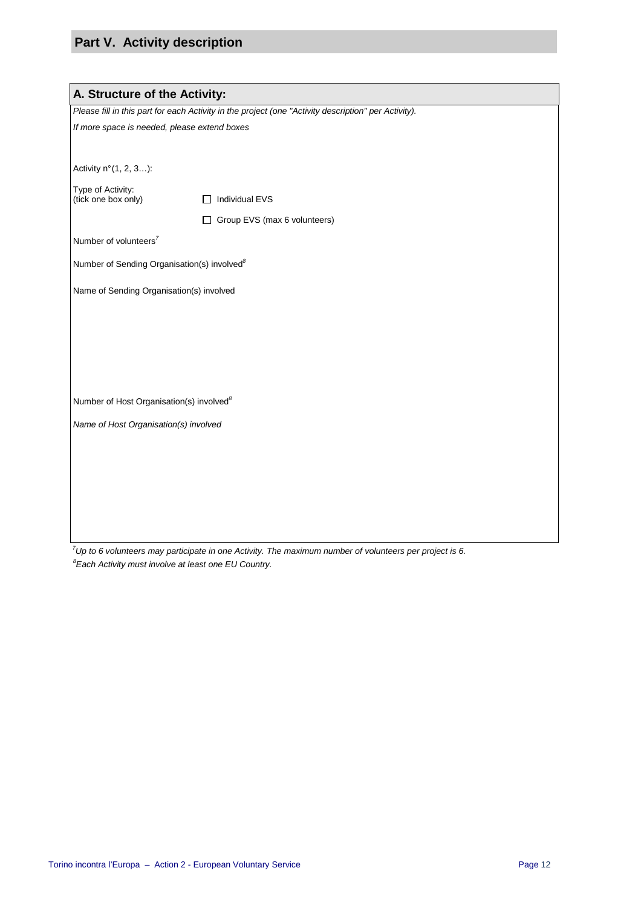# Part V. Activity description

## A. Structure of the Activity:

*Please fill in this part for each Activity in the project (one "Activity description" per Activity).*

*If more space is needed, please extend boxes*

Activity n°(1, 2, 3…):

Type of Activity:
(tick one box only)

☐ Individual EVS

☐ Group EVS (max 6 volunteers)

Number of volunteers[7]

Number of Sending Organisation(s) involved[8]

Name of Sending Organisation(s) involved

Number of Host Organisation(s) involved[8]

*Name of Host Organisation(s) involved*

[7]*Up to 6 volunteers may participate in one Activity. The maximum number of volunteers per project is 6.*

[8]*Each Activity must involve at least one EU Country.*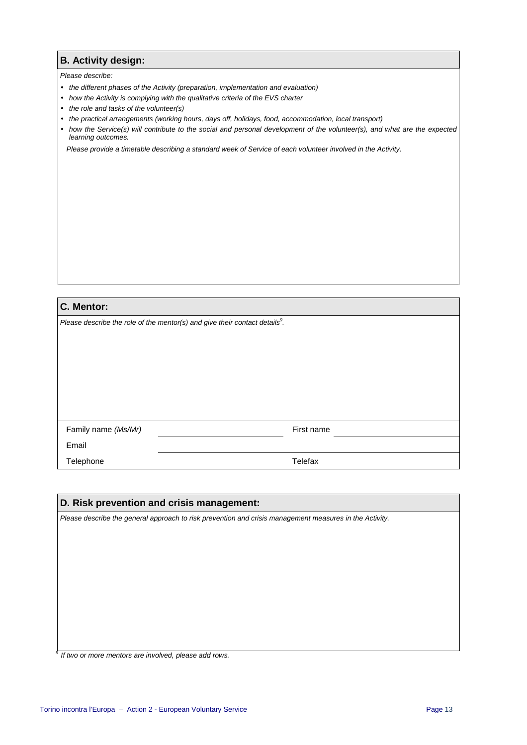## B. Activity design:

*Please describe:*

- *the different phases of the Activity (preparation, implementation and evaluation)*
- *how the Activity is complying with the qualitative criteria of the EVS charter*
- *the role and tasks of the volunteer(s)*
- *the practical arrangements (working hours, days off, holidays, food, accommodation, local transport)*
- *how the Service(s) will contribute to the social and personal development of the volunteer(s), and what are the expected learning outcomes.*

*Please provide a timetable describing a standard week of Service of each volunteer involved in the Activity.*

## C. Mentor:

*Please describe the role of the mentor(s) and give their contact details[9].*

| | | | |
|---|---|---|---|
| Family name *(Ms/Mr)* | | First name | |
| Email | | | |
| Telephone | | Telefax | |

## D. Risk prevention and crisis management:

*Please describe the general approach to risk prevention and crisis management measures in the Activity.*

[9] *If two or more mentors are involved, please add rows.*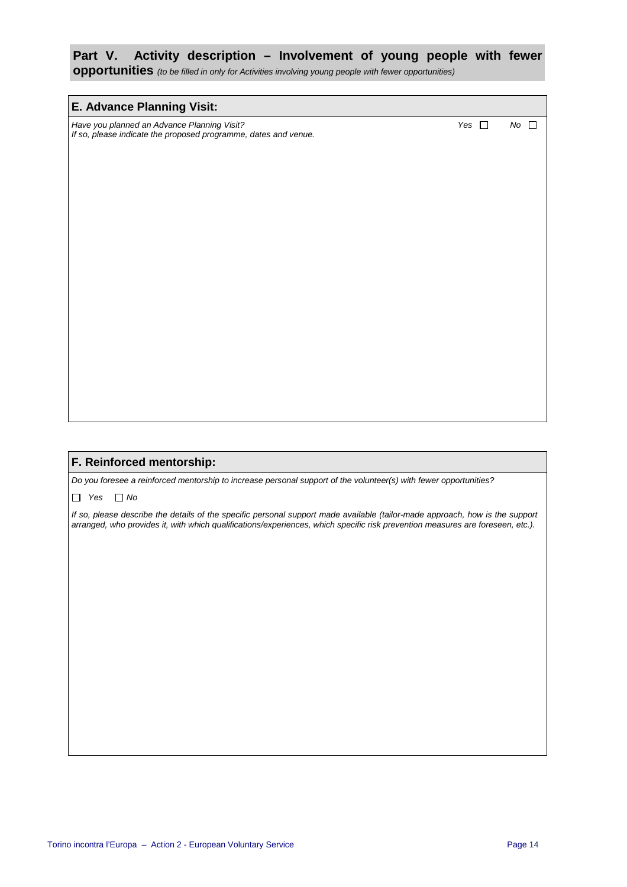## Part V. Activity description – Involvement of young people with fewer opportunities *(to be filled in only for Activities involving young people with fewer opportunities)*

### E. Advance Planning Visit:

*Have you planned an Advance Planning Visit?* *Yes* ☐ *No* ☐

*If so, please indicate the proposed programme, dates and venue.*

### F. Reinforced mentorship:

*Do you foresee a reinforced mentorship to increase personal support of the volunteer(s) with fewer opportunities?*

☐ *Yes* ☐ *No*

*If so, please describe the details of the specific personal support made available (tailor-made approach, how is the support arranged, who provides it, with which qualifications/experiences, which specific risk prevention measures are foreseen, etc.).*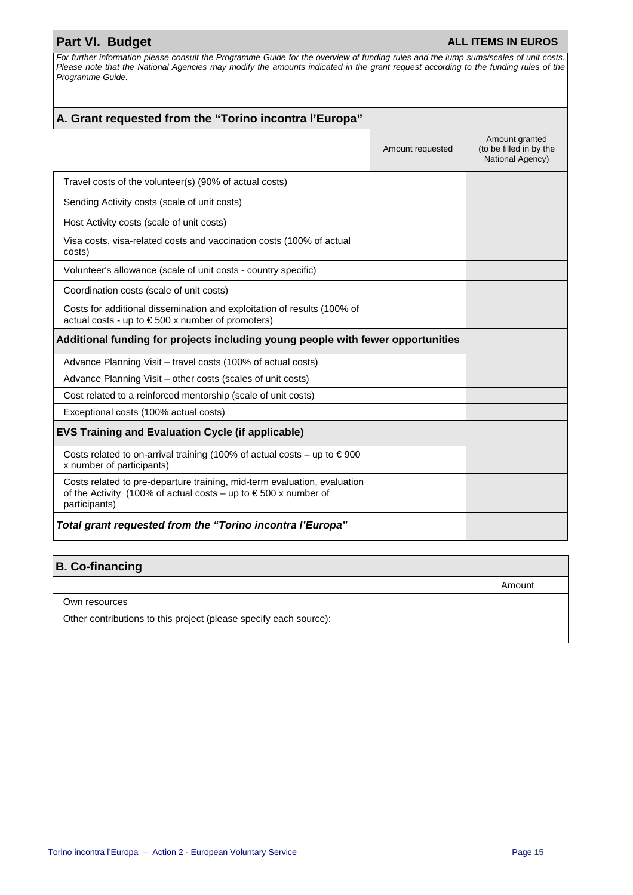## Part VI. Budget

**ALL ITEMS IN EUROS**

*For further information please consult the Programme Guide for the overview of funding rules and the lump sums/scales of unit costs. Please note that the National Agencies may modify the amounts indicated in the grant request according to the funding rules of the Programme Guide.*

### A. Grant requested from the "Torino incontra l'Europa"

| | Amount requested | Amount granted (to be filled in by the National Agency) |
|---|---|---|
| Travel costs of the volunteer(s) (90% of actual costs) | | |
| Sending Activity costs (scale of unit costs) | | |
| Host Activity costs (scale of unit costs) | | |
| Visa costs, visa-related costs and vaccination costs (100% of actual costs) | | |
| Volunteer's allowance (scale of unit costs - country specific) | | |
| Coordination costs (scale of unit costs) | | |
| Costs for additional dissemination and exploitation of results (100% of actual costs - up to € 500 x number of promoters) | | |
| **Additional funding for projects including young people with fewer opportunities** | | |
| Advance Planning Visit – travel costs (100% of actual costs) | | |
| Advance Planning Visit – other costs (scales of unit costs) | | |
| Cost related to a reinforced mentorship (scale of unit costs) | | |
| Exceptional costs (100% actual costs) | | |
| **EVS Training and Evaluation Cycle (if applicable)** | | |
| Costs related to on-arrival training (100% of actual costs – up to € 900 x number of participants) | | |
| Costs related to pre-departure training, mid-term evaluation, evaluation of the Activity (100% of actual costs – up to € 500 x number of participants) | | |
| ***Total grant requested from the "Torino incontra l'Europa"*** | | |

### B. Co-financing

| | Amount |
|---|---|
| Own resources | |
| Other contributions to this project (please specify each source): | |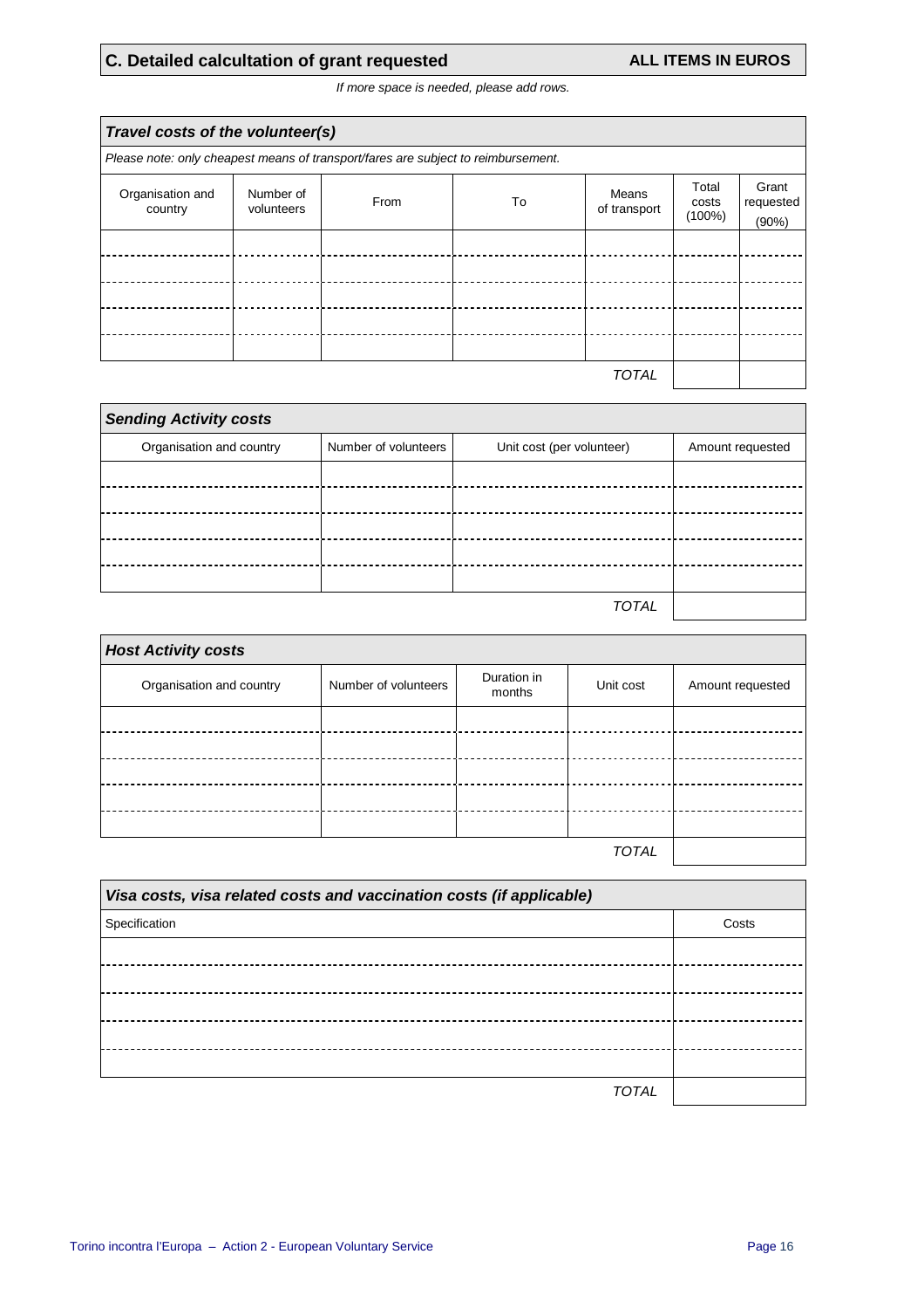## C. Detailed calcultation of grant requested

**ALL ITEMS IN EUROS**

*If more space is needed, please add rows.*

| ***Travel costs of the volunteer(s)*** | | | | | | |
|---|---|---|---|---|---|---|
| *Please note: only cheapest means of transport/fares are subject to reimbursement.* | | | | | | |
| Organisation and country | Number of volunteers | From | To | Means of transport | Total costs (100%) | Grant requested (90%) |
| | | | | | | |
| | | | | | | |
| | | | | | | |
| | | | | | | |
| | | | | | | |
| | | | | *TOTAL* | | |

| ***Sending Activity costs*** | | | |
|---|---|---|---|
| Organisation and country | Number of volunteers | Unit cost (per volunteer) | Amount requested |
| | | | |
| | | | |
| | | | |
| | | | |
| | | | |
| | | *TOTAL* | |

| ***Host Activity costs*** | | | | |
|---|---|---|---|---|
| Organisation and country | Number of volunteers | Duration in months | Unit cost | Amount requested |
| | | | | |
| | | | | |
| | | | | |
| | | | | |
| | | | | |
| | | | *TOTAL* | |

| ***Visa costs, visa related costs and vaccination costs (if applicable)*** | |
|---|---|
| Specification | Costs |
| | |
| | |
| | |
| | |
| | |
| *TOTAL* | |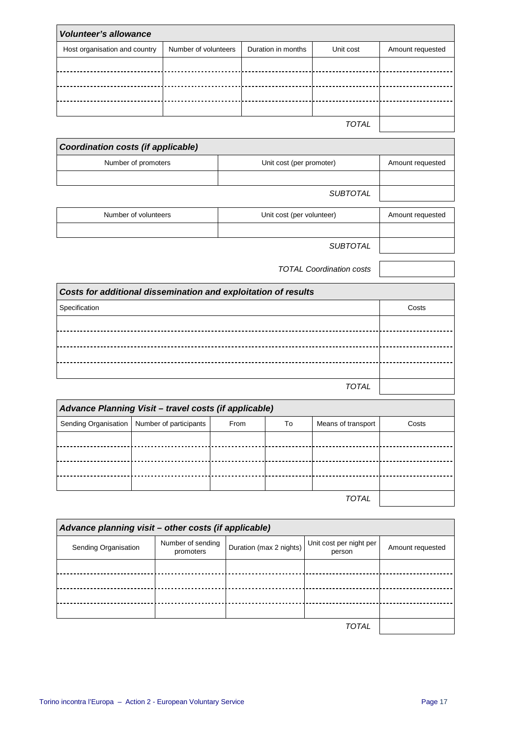| ***Volunteer's allowance*** | | | | |
|---|---|---|---|---|
| Host organisation and country | Number of volunteers | Duration in months | Unit cost | Amount requested |
| | | | | |
| | | | | |
| | | | | |
| | | | | |
| | | | *TOTAL* | |

| ***Coordination costs (if applicable)*** | | |
|---|---|---|
| Number of promoters | Unit cost (per promoter) | Amount requested |
| | | |
| | *SUBTOTAL* | |
| Number of volunteers | Unit cost (per volunteer) | Amount requested |
| | | |
| | *SUBTOTAL* | |
| | *TOTAL Coordination costs* | |

| ***Costs for additional dissemination and exploitation of results*** | |
|---|---|
| Specification | Costs |
| | |
| | |
| | |
| | |
| *TOTAL* | |

| ***Advance Planning Visit – travel costs (if applicable)*** | | | | | |
|---|---|---|---|---|---|
| Sending Organisation | Number of participants | From | To | Means of transport | Costs |
| | | | | | |
| | | | | | |
| | | | | | |
| | | | | | |
| | | | | *TOTAL* | |

| ***Advance planning visit – other costs (if applicable)*** | | | | |
|---|---|---|---|---|
| Sending Organisation | Number of sending promoters | Duration (max 2 nights) | Unit cost per night per person | Amount requested |
| | | | | |
| | | | | |
| | | | | |
| | | | | |
| | | | *TOTAL* | |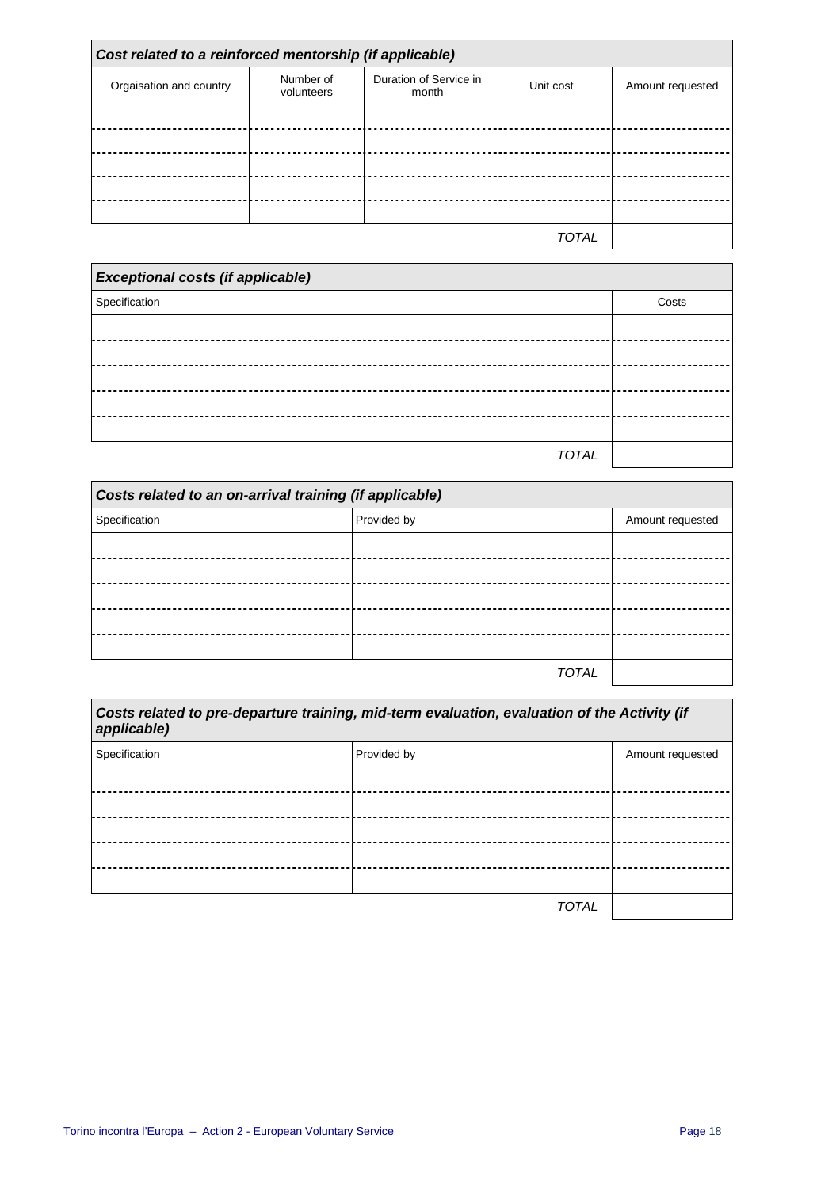| ***Cost related to a reinforced mentorship (if applicable)*** | | | | |
|---|---|---|---|---|
| Orgaisation and country | Number of volunteers | Duration of Service in month | Unit cost | Amount requested |
| | | | | |
| | | | | |
| | | | | |
| | | | | |
| | | | | |
| | | | *TOTAL* | |

| ***Exceptional costs (if applicable)*** | |
|---|---|
| Specification | Costs |
| | |
| | |
| | |
| | |
| | |
| *TOTAL* | |

| ***Costs related to an on-arrival training (if applicable)*** | | |
|---|---|---|
| Specification | Provided by | Amount requested |
| | | |
| | | |
| | | |
| | | |
| | | |
| | *TOTAL* | |

| ***Costs related to pre-departure training, mid-term evaluation, evaluation of the Activity (if applicable)*** | | |
|---|---|---|
| Specification | Provided by | Amount requested |
| | | |
| | | |
| | | |
| | | |
| | | |
| | *TOTAL* | |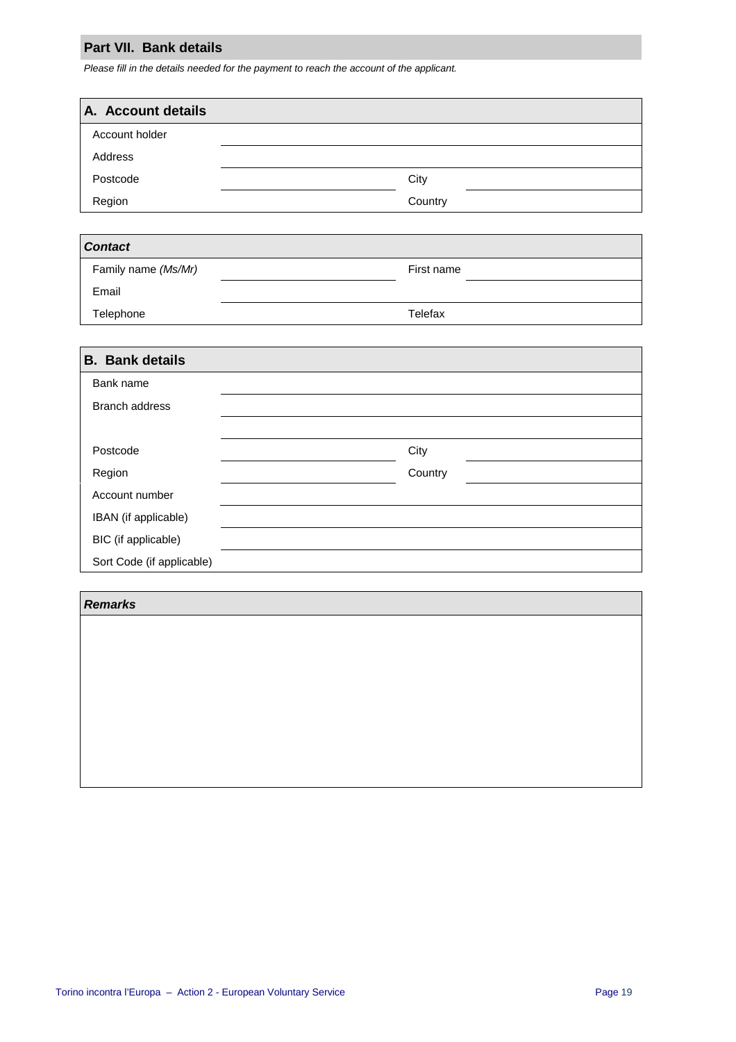## Part VII. Bank details

*Please fill in the details needed for the payment to reach the account of the applicant.*

### A. Account details

| | | | |
|---|---|---|---|
| Account holder | | | |
| Address | | | |
| Postcode | | City | |
| Region | | Country | |

### *Contact*

| | | | |
|---|---|---|---|
| Family name *(Ms/Mr)* | | First name | |
| Email | | | |
| Telephone | | Telefax | |

### B. Bank details

| | | | |
|---|---|---|---|
| Bank name | | | |
| Branch address | | | |
| | | | |
| Postcode | | City | |
| Region | | Country | |
| Account number | | | |
| IBAN (if applicable) | | | |
| BIC (if applicable) | | | |
| Sort Code (if applicable) | | | |

### *Remarks*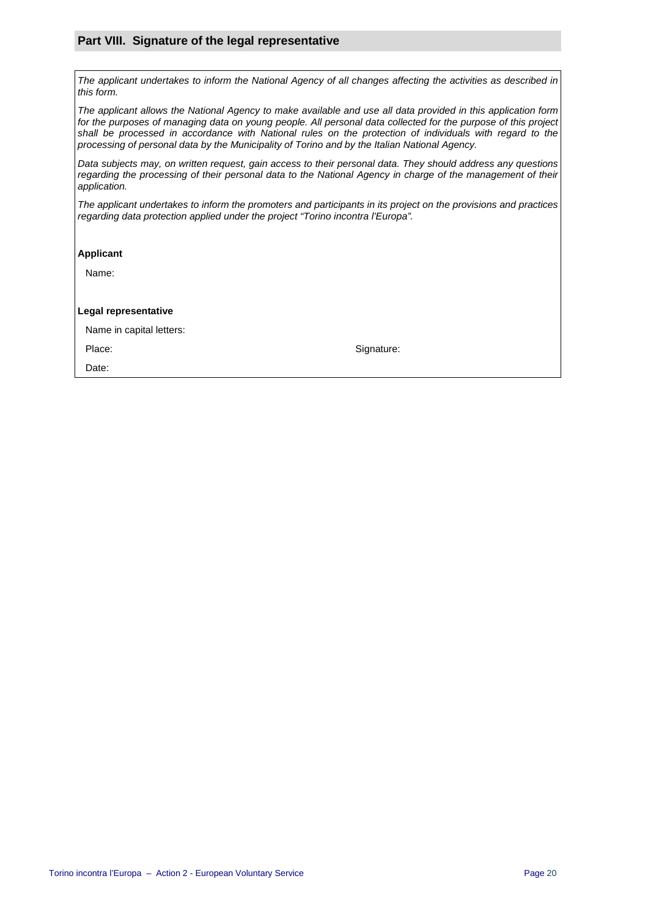## Part VIII. Signature of the legal representative

*The applicant undertakes to inform the National Agency of all changes affecting the activities as described in this form.*

*The applicant allows the National Agency to make available and use all data provided in this application form for the purposes of managing data on young people. All personal data collected for the purpose of this project shall be processed in accordance with National rules on the protection of individuals with regard to the processing of personal data by the Municipality of Torino and by the Italian National Agency.*

*Data subjects may, on written request, gain access to their personal data. They should address any questions regarding the processing of their personal data to the National Agency in charge of the management of their application.*

*The applicant undertakes to inform the promoters and participants in its project on the provisions and practices regarding data protection applied under the project "Torino incontra l'Europa".*

**Applicant**

Name:

**Legal representative**

Name in capital letters:

Place: Signature:

Date: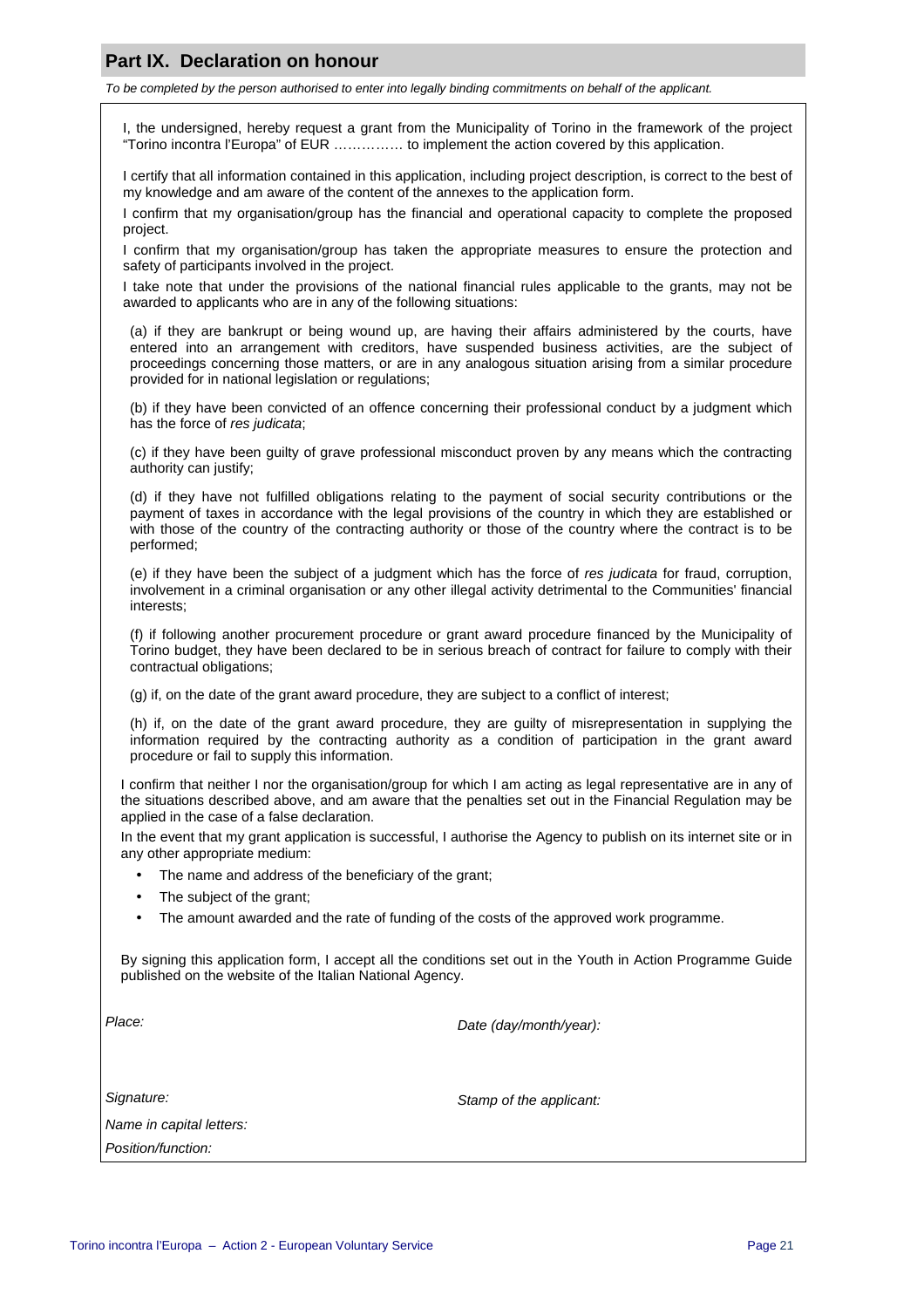## Part IX. Declaration on honour

*To be completed by the person authorised to enter into legally binding commitments on behalf of the applicant.*

I, the undersigned, hereby request a grant from the Municipality of Torino in the framework of the project "Torino incontra l'Europa" of EUR …………… to implement the action covered by this application.

I certify that all information contained in this application, including project description, is correct to the best of my knowledge and am aware of the content of the annexes to the application form.

I confirm that my organisation/group has the financial and operational capacity to complete the proposed project.

I confirm that my organisation/group has taken the appropriate measures to ensure the protection and safety of participants involved in the project.

I take note that under the provisions of the national financial rules applicable to the grants, may not be awarded to applicants who are in any of the following situations:

(a) if they are bankrupt or being wound up, are having their affairs administered by the courts, have entered into an arrangement with creditors, have suspended business activities, are the subject of proceedings concerning those matters, or are in any analogous situation arising from a similar procedure provided for in national legislation or regulations;

(b) if they have been convicted of an offence concerning their professional conduct by a judgment which has the force of *res judicata*;

(c) if they have been guilty of grave professional misconduct proven by any means which the contracting authority can justify;

(d) if they have not fulfilled obligations relating to the payment of social security contributions or the payment of taxes in accordance with the legal provisions of the country in which they are established or with those of the country of the contracting authority or those of the country where the contract is to be performed;

(e) if they have been the subject of a judgment which has the force of *res judicata* for fraud, corruption, involvement in a criminal organisation or any other illegal activity detrimental to the Communities' financial interests;

(f) if following another procurement procedure or grant award procedure financed by the Municipality of Torino budget, they have been declared to be in serious breach of contract for failure to comply with their contractual obligations;

(g) if, on the date of the grant award procedure, they are subject to a conflict of interest;

(h) if, on the date of the grant award procedure, they are guilty of misrepresentation in supplying the information required by the contracting authority as a condition of participation in the grant award procedure or fail to supply this information.

I confirm that neither I nor the organisation/group for which I am acting as legal representative are in any of the situations described above, and am aware that the penalties set out in the Financial Regulation may be applied in the case of a false declaration.

In the event that my grant application is successful, I authorise the Agency to publish on its internet site or in any other appropriate medium:

- The name and address of the beneficiary of the grant;
- The subject of the grant;
- The amount awarded and the rate of funding of the costs of the approved work programme.

By signing this application form, I accept all the conditions set out in the Youth in Action Programme Guide published on the website of the Italian National Agency.

*Place:* *Date (day/month/year):*

*Signature:* *Stamp of the applicant:*

*Name in capital letters:*

*Position/function:*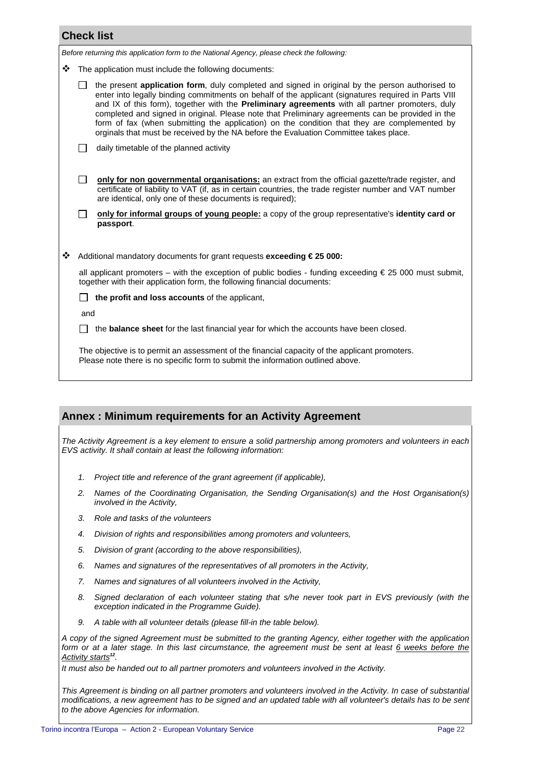## Check list

*Before returning this application form to the National Agency, please check the following:*

❖ The application must include the following documents:

- ☐ the present **application form**, duly completed and signed in original by the person authorised to enter into legally binding commitments on behalf of the applicant (signatures required in Parts VIII and IX of this form), together with the **Preliminary agreements** with all partner promoters, duly completed and signed in original. Please note that Preliminary agreements can be provided in the form of fax (when submitting the application) on the condition that they are complemented by orginals that must be received by the NA before the Evaluation Committee takes place.
- ☐ daily timetable of the planned activity
- ☐ **only for non governmental organisations:** an extract from the official gazette/trade register, and certificate of liability to VAT (if, as in certain countries, the trade register number and VAT number are identical, only one of these documents is required);
- ☐ **only for informal groups of young people:** a copy of the group representative's **identity card or passport**.

❖ Additional mandatory documents for grant requests **exceeding € 25 000:**

all applicant promoters – with the exception of public bodies - funding exceeding € 25 000 must submit, together with their application form, the following financial documents:

- ☐ **the profit and loss accounts** of the applicant,

and

- ☐ the **balance sheet** for the last financial year for which the accounts have been closed.

The objective is to permit an assessment of the financial capacity of the applicant promoters.
Please note there is no specific form to submit the information outlined above.

## Annex : Minimum requirements for an Activity Agreement

*The Activity Agreement is a key element to ensure a solid partnership among promoters and volunteers in each EVS activity. It shall contain at least the following information:*

1. *Project title and reference of the grant agreement (if applicable),*
2. *Names of the Coordinating Organisation, the Sending Organisation(s) and the Host Organisation(s) involved in the Activity,*
3. *Role and tasks of the volunteers*
4. *Division of rights and responsibilities among promoters and volunteers,*
5. *Division of grant (according to the above responsibilities),*
6. *Names and signatures of the representatives of all promoters in the Activity,*
7. *Names and signatures of all volunteers involved in the Activity,*
8. *Signed declaration of each volunteer stating that s/he never took part in EVS previously (with the exception indicated in the Programme Guide).*
9. *A table with all volunteer details (please fill-in the table below).*

*A copy of the signed Agreement must be submitted to the granting Agency, either together with the application form or at a later stage. In this last circumstance, the agreement must be sent at least 6 weeks before the Activity starts[12].*

*It must also be handed out to all partner promoters and volunteers involved in the Activity.*

*This Agreement is binding on all partner promoters and volunteers involved in the Activity. In case of substantial modifications, a new agreement has to be signed and an updated table with all volunteer's details has to be sent to the above Agencies for information.*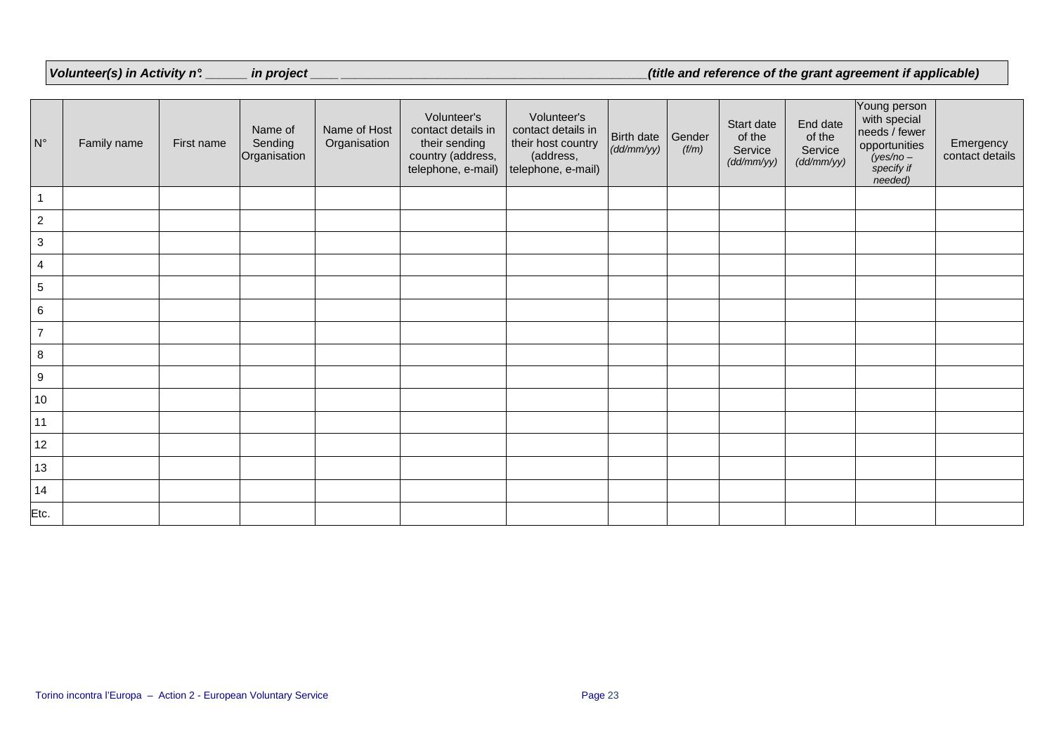***Volunteer(s) in Activity n°. ______ in project ____ ___________________________________________(title and reference of the grant agreement if applicable)***

| N° | Family name | First name | Name of Sending Organisation | Name of Host Organisation | Volunteer's contact details in their sending country (address, telephone, e-mail) | Volunteer's contact details in their host country (address, telephone, e-mail) | Birth date *(dd/mm/yy)* | Gender *(f/m)* | Start date of the Service *(dd/mm/yy)* | End date of the Service *(dd/mm/yy)* | Young person with special needs / fewer opportunities *(yes/no – specify if needed)* | Emergency contact details |
|---|---|---|---|---|---|---|---|---|---|---|---|---|
| 1 | | | | | | | | | | | | |
| 2 | | | | | | | | | | | | |
| 3 | | | | | | | | | | | | |
| 4 | | | | | | | | | | | | |
| 5 | | | | | | | | | | | | |
| 6 | | | | | | | | | | | | |
| 7 | | | | | | | | | | | | |
| 8 | | | | | | | | | | | | |
| 9 | | | | | | | | | | | | |
| 10 | | | | | | | | | | | | |
| 11 | | | | | | | | | | | | |
| 12 | | | | | | | | | | | | |
| 13 | | | | | | | | | | | | |
| 14 | | | | | | | | | | | | |
| Etc. | | | | | | | | | | | | |